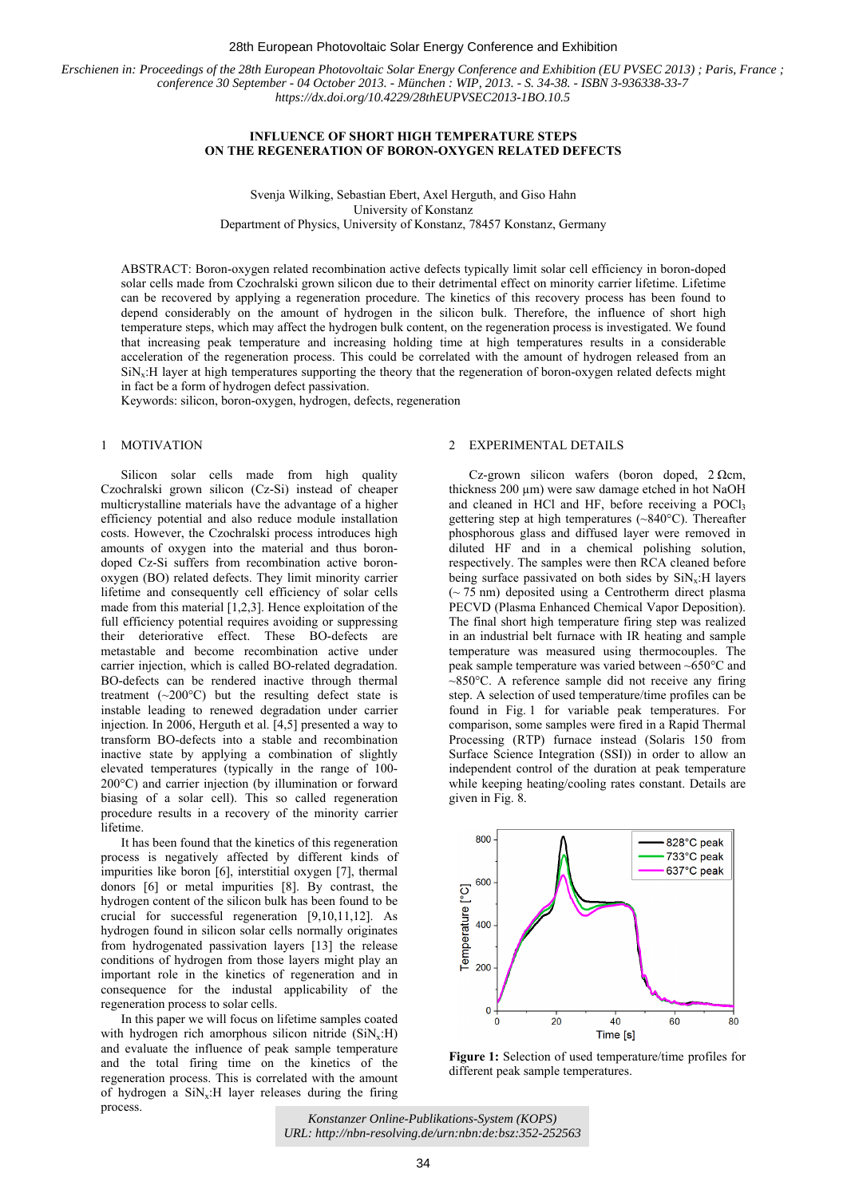*Erschienen in: Proceedings of the 28th European Photovoltaic Solar Energy Conference and Exhibition (EU PVSEC 2013) ; Paris, France ; conference 30 September - 04 October 2013. - München : WIP, 2013. - S. 34-38. - ISBN 3-936338-33-7*
*https://dx.doi.org/10.4229/28thEUPVSEC2013-1BO.10.5*

# INFLUENCE OF SHORT HIGH TEMPERATURE STEPS ON THE REGENERATION OF BORON-OXYGEN RELATED DEFECTS

Svenja Wilking, Sebastian Ebert, Axel Herguth, and Giso Hahn
University of Konstanz
Department of Physics, University of Konstanz, 78457 Konstanz, Germany

ABSTRACT: Boron-oxygen related recombination active defects typically limit solar cell efficiency in boron-doped solar cells made from Czochralski grown silicon due to their detrimental effect on minority carrier lifetime. Lifetime can be recovered by applying a regeneration procedure. The kinetics of this recovery process has been found to depend considerably on the amount of hydrogen in the silicon bulk. Therefore, the influence of short high temperature steps, which may affect the hydrogen bulk content, on the regeneration process is investigated. We found that increasing peak temperature and increasing holding time at high temperatures results in a considerable acceleration of the regeneration process. This could be correlated with the amount of hydrogen released from an $SiN_x$:H layer at high temperatures supporting the theory that the regeneration of boron-oxygen related defects might in fact be a form of hydrogen defect passivation.
Keywords: silicon, boron-oxygen, hydrogen, defects, regeneration

## 1 MOTIVATION

Silicon solar cells made from high quality Czochralski grown silicon (Cz-Si) instead of cheaper multicrystalline materials have the advantage of a higher efficiency potential and also reduce module installation costs. However, the Czochralski process introduces high amounts of oxygen into the material and thus boron-doped Cz-Si suffers from recombination active boron-oxygen (BO) related defects. They limit minority carrier lifetime and consequently cell efficiency of solar cells made from this material [1,2,3]. Hence exploitation of the full efficiency potential requires avoiding or suppressing their deteriorative effect. These BO-defects are metastable and become recombination active under carrier injection, which is called BO-related degradation. BO-defects can be rendered inactive through thermal treatment (~200°C) but the resulting defect state is instable leading to renewed degradation under carrier injection. In 2006, Herguth et al. [4,5] presented a way to transform BO-defects into a stable and recombination inactive state by applying a combination of slightly elevated temperatures (typically in the range of 100-200°C) and carrier injection (by illumination or forward biasing of a solar cell). This so called regeneration procedure results in a recovery of the minority carrier lifetime.

It has been found that the kinetics of this regeneration process is negatively affected by different kinds of impurities like boron [6], interstitial oxygen [7], thermal donors [6] or metal impurities [8]. By contrast, the hydrogen content of the silicon bulk has been found to be crucial for successful regeneration [9,10,11,12]. As hydrogen found in silicon solar cells normally originates from hydrogenated passivation layers [13] the release conditions of hydrogen from those layers might play an important role in the kinetics of regeneration and in consequence for the industal applicability of the regeneration process to solar cells.

In this paper we will focus on lifetime samples coated with hydrogen rich amorphous silicon nitride ($SiN_x$:H) and evaluate the influence of peak sample temperature and the total firing time on the kinetics of the regeneration process. This is correlated with the amount of hydrogen a $SiN_x$:H layer releases during the firing process.

## 2 EXPERIMENTAL DETAILS

Cz-grown silicon wafers (boron doped, 2 Ωcm, thickness 200 µm) were saw damage etched in hot NaOH and cleaned in HCl and HF, before receiving a $POCl_3$ gettering step at high temperatures (~840°C). Thereafter phosphorous glass and diffused layer were removed in diluted HF and in a chemical polishing solution, respectively. The samples were then RCA cleaned before being surface passivated on both sides by $SiN_x$:H layers (~ 75 nm) deposited using a Centrotherm direct plasma PECVD (Plasma Enhanced Chemical Vapor Deposition). The final short high temperature firing step was realized in an industrial belt furnace with IR heating and sample temperature was measured using thermocouples. The peak sample temperature was varied between ~650°C and ~850°C. A reference sample did not receive any firing step. A selection of used temperature/time profiles can be found in Fig. 1 for variable peak temperatures. For comparison, some samples were fired in a Rapid Thermal Processing (RTP) furnace instead (Solaris 150 from Surface Science Integration (SSI)) in order to allow an independent control of the duration at peak temperature while keeping heating/cooling rates constant. Details are given in Fig. 8.

**Figure 1:** Selection of used temperature/time profiles for different peak sample temperatures.

*Konstanzer Online-Publikations-System (KOPS)*
*URL: http://nbn-resolving.de/urn:nbn:de:bsz:352-252563*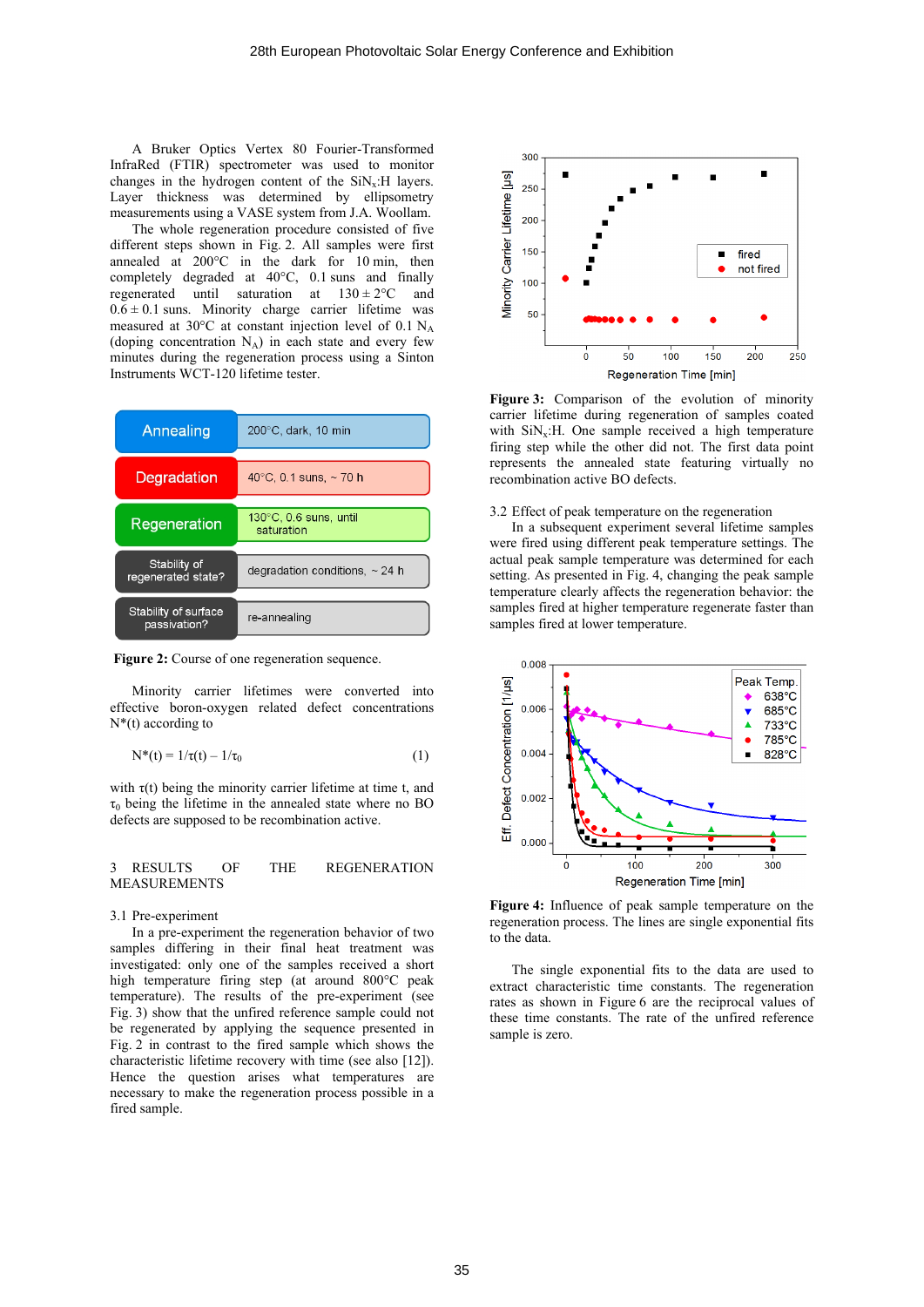A Bruker Optics Vertex 80 Fourier-Transformed InfraRed (FTIR) spectrometer was used to monitor changes in the hydrogen content of the $SiN_x$:H layers. Layer thickness was determined by ellipsometry measurements using a VASE system from J.A. Woollam.

The whole regeneration procedure consisted of five different steps shown in Fig. 2. All samples were first annealed at 200°C in the dark for 10 min, then completely degraded at 40°C, 0.1 suns and finally regenerated until saturation at 130 ± 2°C and 0.6 ± 0.1 suns. Minority charge carrier lifetime was measured at 30°C at constant injection level of 0.1 $N_A$ (doping concentration $N_A$) in each state and every few minutes during the regeneration process using a Sinton Instruments WCT-120 lifetime tester.

| Step | Conditions |
|---|---|
| Annealing | 200°C, dark, 10 min |
| Degradation | 40°C, 0.1 suns, ~ 70 h |
| Regeneration | 130°C, 0.6 suns, until saturation |
| Stability of regenerated state? | degradation conditions, ~ 24 h |
| Stability of surface passivation? | re-annealing |

**Figure 2:** Course of one regeneration sequence.

Minority carrier lifetimes were converted into effective boron-oxygen related defect concentrations $N^*(t)$ according to

$$N^*(t) = 1/\tau(t) - 1/\tau_0 \qquad (1)$$

with $\tau(t)$ being the minority carrier lifetime at time t, and $\tau_0$ being the lifetime in the annealed state where no BO defects are supposed to be recombination active.

## 3 RESULTS OF THE REGENERATION MEASUREMENTS

### 3.1 Pre-experiment

In a pre-experiment the regeneration behavior of two samples differing in their final heat treatment was investigated: only one of the samples received a short high temperature firing step (at around 800°C peak temperature). The results of the pre-experiment (see Fig. 3) show that the unfired reference sample could not be regenerated by applying the sequence presented in Fig. 2 in contrast to the fired sample which shows the characteristic lifetime recovery with time (see also [12]). Hence the question arises what temperatures are necessary to make the regeneration process possible in a fired sample.

**Figure 3:** Comparison of the evolution of minority carrier lifetime during regeneration of samples coated with $SiN_x$:H. One sample received a high temperature firing step while the other did not. The first data point represents the annealed state featuring virtually no recombination active BO defects.

### 3.2 Effect of peak temperature on the regeneration

In a subsequent experiment several lifetime samples were fired using different peak temperature settings. The actual peak sample temperature was determined for each setting. As presented in Fig. 4, changing the peak sample temperature clearly affects the regeneration behavior: the samples fired at higher temperature regenerate faster than samples fired at lower temperature.

**Figure 4:** Influence of peak sample temperature on the regeneration process. The lines are single exponential fits to the data.

The single exponential fits to the data are used to extract characteristic time constants. The regeneration rates as shown in Figure 6 are the reciprocal values of these time constants. The rate of the unfired reference sample is zero.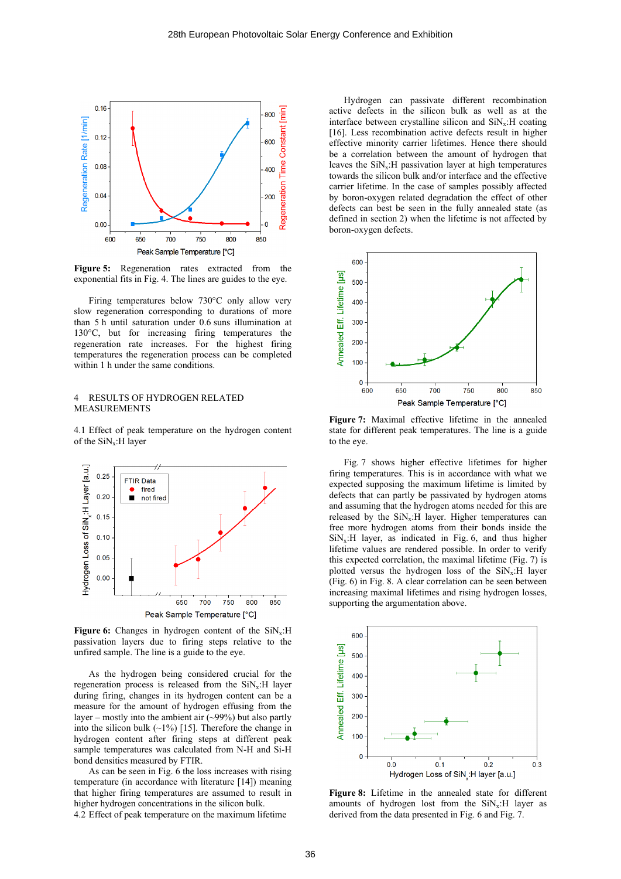**Figure 5:** Regeneration rates extracted from the exponential fits in Fig. 4. The lines are guides to the eye.

Firing temperatures below 730°C only allow very slow regeneration corresponding to durations of more than 5 h until saturation under 0.6 suns illumination at 130°C, but for increasing firing temperatures the regeneration rate increases. For the highest firing temperatures the regeneration process can be completed within 1 h under the same conditions.

## 4 RESULTS OF HYDROGEN RELATED MEASUREMENTS

### 4.1 Effect of peak temperature on the hydrogen content of the $SiN_x$:H layer

**Figure 6:** Changes in hydrogen content of the $SiN_x$:H passivation layers due to firing steps relative to the unfired sample. The line is a guide to the eye.

As the hydrogen being considered crucial for the regeneration process is released from the $SiN_x$:H layer during firing, changes in its hydrogen content can be a measure for the amount of hydrogen effusing from the layer – mostly into the ambient air (~99%) but also partly into the silicon bulk (~1%) [15]. Therefore the change in hydrogen content after firing steps at different peak sample temperatures was calculated from N-H and Si-H bond densities measured by FTIR.

As can be seen in Fig. 6 the loss increases with rising temperature (in accordance with literature [14]) meaning that higher firing temperatures are assumed to result in higher hydrogen concentrations in the silicon bulk.

### 4.2 Effect of peak temperature on the maximum lifetime

Hydrogen can passivate different recombination active defects in the silicon bulk as well as at the interface between crystalline silicon and $SiN_x$:H coating [16]. Less recombination active defects result in higher effective minority carrier lifetimes. Hence there should be a correlation between the amount of hydrogen that leaves the $SiN_x$:H passivation layer at high temperatures towards the silicon bulk and/or interface and the effective carrier lifetime. In the case of samples possibly affected by boron-oxygen related degradation the effect of other defects can best be seen in the fully annealed state (as defined in section 2) when the lifetime is not affected by boron-oxygen defects.

**Figure 7:** Maximal effective lifetime in the annealed state for different peak temperatures. The line is a guide to the eye.

Fig. 7 shows higher effective lifetimes for higher firing temperatures. This is in accordance with what we expected supposing the maximum lifetime is limited by defects that can partly be passivated by hydrogen atoms and assuming that the hydrogen atoms needed for this are released by the $SiN_x$:H layer. Higher temperatures can free more hydrogen atoms from their bonds inside the $SiN_x$:H layer, as indicated in Fig. 6, and thus higher lifetime values are rendered possible. In order to verify this expected correlation, the maximal lifetime (Fig. 7) is plotted versus the hydrogen loss of the $SiN_x$:H layer (Fig. 6) in Fig. 8. A clear correlation can be seen between increasing maximal lifetimes and rising hydrogen losses, supporting the argumentation above.

**Figure 8:** Lifetime in the annealed state for different amounts of hydrogen lost from the $SiN_x$:H layer as derived from the data presented in Fig. 6 and Fig. 7.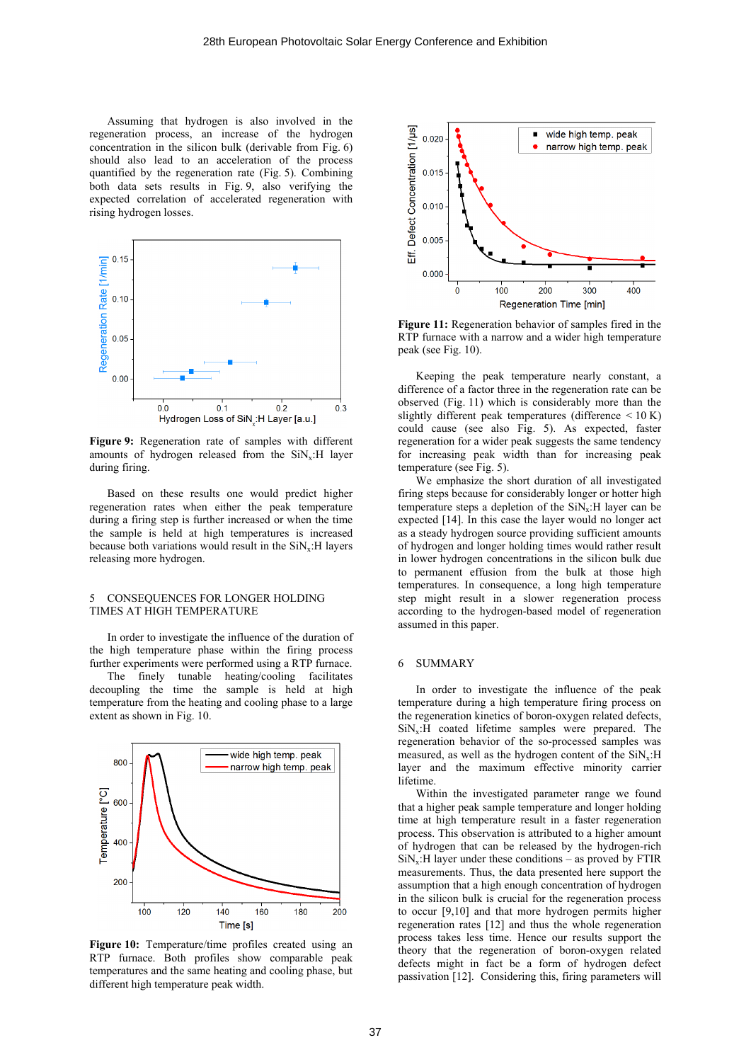Assuming that hydrogen is also involved in the regeneration process, an increase of the hydrogen concentration in the silicon bulk (derivable from Fig. 6) should also lead to an acceleration of the process quantified by the regeneration rate (Fig. 5). Combining both data sets results in Fig. 9, also verifying the expected correlation of accelerated regeneration with rising hydrogen losses.

**Figure 9:** Regeneration rate of samples with different amounts of hydrogen released from the $SiN_x$:H layer during firing.

Based on these results one would predict higher regeneration rates when either the peak temperature during a firing step is further increased or when the time the sample is held at high temperatures is increased because both variations would result in the $SiN_x$:H layers releasing more hydrogen.

## 5 CONSEQUENCES FOR LONGER HOLDING TIMES AT HIGH TEMPERATURE

In order to investigate the influence of the duration of the high temperature phase within the firing process further experiments were performed using a RTP furnace. The finely tunable heating/cooling facilitates decoupling the time the sample is held at high temperature from the heating and cooling phase to a large extent as shown in Fig. 10.

**Figure 10:** Temperature/time profiles created using an RTP furnace. Both profiles show comparable peak temperatures and the same heating and cooling phase, but different high temperature peak width.

**Figure 11:** Regeneration behavior of samples fired in the RTP furnace with a narrow and a wider high temperature peak (see Fig. 10).

Keeping the peak temperature nearly constant, a difference of a factor three in the regeneration rate can be observed (Fig. 11) which is considerably more than the slightly different peak temperatures (difference < 10 K) could cause (see also Fig. 5). As expected, faster regeneration for a wider peak suggests the same tendency for increasing peak width than for increasing peak temperature (see Fig. 5).

We emphasize the short duration of all investigated firing steps because for considerably longer or hotter high temperature steps a depletion of the $SiN_x$:H layer can be expected [14]. In this case the layer would no longer act as a steady hydrogen source providing sufficient amounts of hydrogen and longer holding times would rather result in lower hydrogen concentrations in the silicon bulk due to permanent effusion from the bulk at those high temperatures. In consequence, a long high temperature step might result in a slower regeneration process according to the hydrogen-based model of regeneration assumed in this paper.

## 6 SUMMARY

In order to investigate the influence of the peak temperature during a high temperature firing process on the regeneration kinetics of boron-oxygen related defects, $SiN_x$:H coated lifetime samples were prepared. The regeneration behavior of the so-processed samples was measured, as well as the hydrogen content of the $SiN_x$:H layer and the maximum effective minority carrier lifetime.

Within the investigated parameter range we found that a higher peak sample temperature and longer holding time at high temperature result in a faster regeneration process. This observation is attributed to a higher amount of hydrogen that can be released by the hydrogen-rich $SiN_x$:H layer under these conditions – as proved by FTIR measurements. Thus, the data presented here support the assumption that a high enough concentration of hydrogen in the silicon bulk is crucial for the regeneration process to occur [9,10] and that more hydrogen permits higher regeneration rates [12] and thus the whole regeneration process takes less time. Hence our results support the theory that the regeneration of boron-oxygen related defects might in fact be a form of hydrogen defect passivation [12]. Considering this, firing parameters will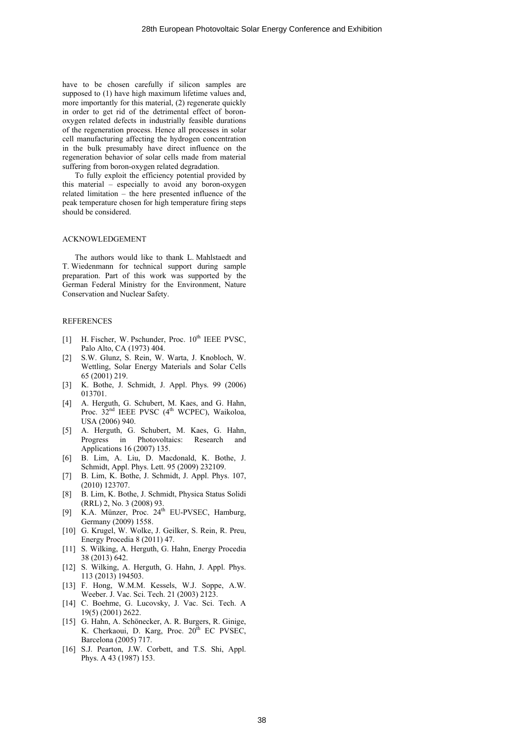have to be chosen carefully if silicon samples are supposed to (1) have high maximum lifetime values and, more importantly for this material, (2) regenerate quickly in order to get rid of the detrimental effect of boron-oxygen related defects in industrially feasible durations of the regeneration process. Hence all processes in solar cell manufacturing affecting the hydrogen concentration in the bulk presumably have direct influence on the regeneration behavior of solar cells made from material suffering from boron-oxygen related degradation.

To fully exploit the efficiency potential provided by this material – especially to avoid any boron-oxygen related limitation – the here presented influence of the peak temperature chosen for high temperature firing steps should be considered.

## ACKNOWLEDGEMENT

The authors would like to thank L. Mahlstaedt and T. Wiedenmann for technical support during sample preparation. Part of this work was supported by the German Federal Ministry for the Environment, Nature Conservation and Nuclear Safety.

## REFERENCES

[1] H. Fischer, W. Pschunder, Proc. 10th IEEE PVSC, Palo Alto, CA (1973) 404.

[2] S.W. Glunz, S. Rein, W. Warta, J. Knobloch, W. Wettling, Solar Energy Materials and Solar Cells 65 (2001) 219.

[3] K. Bothe, J. Schmidt, J. Appl. Phys. 99 (2006) 013701.

[4] A. Herguth, G. Schubert, M. Kaes, and G. Hahn, Proc. 32nd IEEE PVSC (4th WCPEC), Waikoloa, USA (2006) 940.

[5] A. Herguth, G. Schubert, M. Kaes, G. Hahn, Progress in Photovoltaics: Research and Applications 16 (2007) 135.

[6] B. Lim, A. Liu, D. Macdonald, K. Bothe, J. Schmidt, Appl. Phys. Lett. 95 (2009) 232109.

[7] B. Lim, K. Bothe, J. Schmidt, J. Appl. Phys. 107, (2010) 123707.

[8] B. Lim, K. Bothe, J. Schmidt, Physica Status Solidi (RRL) 2, No. 3 (2008) 93.

[9] K.A. Münzer, Proc. 24th EU-PVSEC, Hamburg, Germany (2009) 1558.

[10] G. Krugel, W. Wolke, J. Geilker, S. Rein, R. Preu, Energy Procedia 8 (2011) 47.

[11] S. Wilking, A. Herguth, G. Hahn, Energy Procedia 38 (2013) 642.

[12] S. Wilking, A. Herguth, G. Hahn, J. Appl. Phys. 113 (2013) 194503.

[13] F. Hong, W.M.M. Kessels, W.J. Soppe, A.W. Weeber. J. Vac. Sci. Tech. 21 (2003) 2123.

[14] C. Boehme, G. Lucovsky, J. Vac. Sci. Tech. A 19(5) (2001) 2622.

[15] G. Hahn, A. Schönecker, A. R. Burgers, R. Ginige, K. Cherkaoui, D. Karg, Proc. 20th EC PVSEC, Barcelona (2005) 717.

[16] S.J. Pearton, J.W. Corbett, and T.S. Shi, Appl. Phys. A 43 (1987) 153.